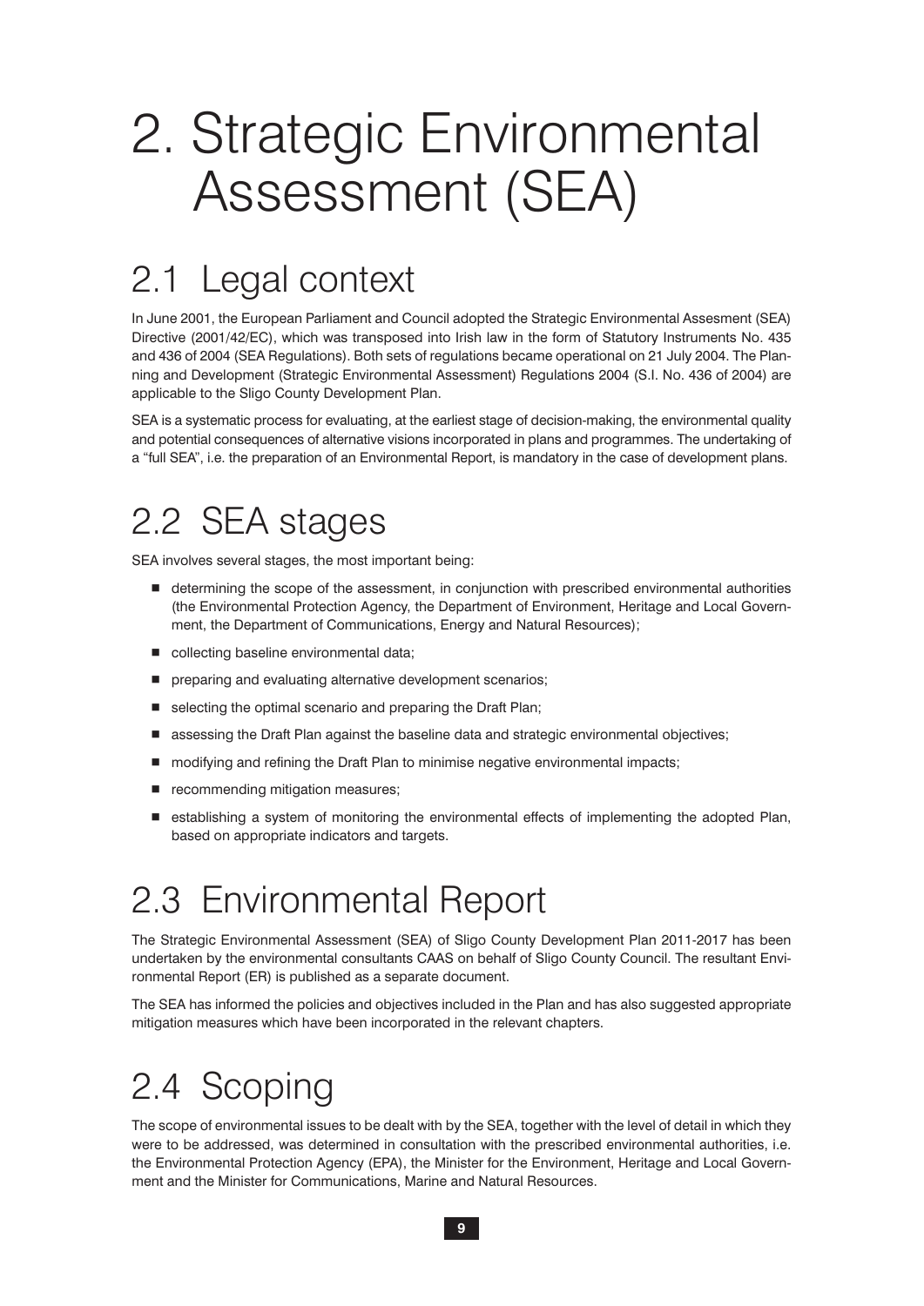# 2. Strategic Environmental Assessment (SEA)

## 2.1 Legal context

In June 2001, the European Parliament and Council adopted the Strategic Environmental Assesment (SEA) Directive (2001/42/EC), which was transposed into Irish law in the form of Statutory Instruments No. 435 and 436 of 2004 (SEA Regulations). Both sets of regulations became operational on 21 July 2004. The Planning and Development (Strategic Environmental Assessment) Regulations 2004 (S.I. No. 436 of 2004) are applicable to the Sligo County Development Plan.

SEA is a systematic process for evaluating, at the earliest stage of decision-making, the environmental quality and potential consequences of alternative visions incorporated in plans and programmes. The undertaking of a "full SEA", i.e. the preparation of an Environmental Report, is mandatory in the case of development plans.

## 2.2 SEA stages

SEA involves several stages, the most important being:

- determining the scope of the assessment, in conjunction with prescribed environmental authorities (the Environmental Protection Agency, the Department of Environment, Heritage and Local Government, the Department of Communications, Energy and Natural Resources);
- collecting baseline environmental data;
- preparing and evaluating alternative development scenarios;
- selecting the optimal scenario and preparing the Draft Plan;
- assessing the Draft Plan against the baseline data and strategic environmental objectives;
- modifying and refining the Draft Plan to minimise negative environmental impacts;
- recommending mitigation measures;
- establishing a system of monitoring the environmental effects of implementing the adopted Plan, based on appropriate indicators and targets.

## 2.3 Environmental Report

The Strategic Environmental Assessment (SEA) of Sligo County Development Plan 2011-2017 has been undertaken by the environmental consultants CAAS on behalf of Sligo County Council. The resultant Environmental Report (ER) is published as a separate document.

The SEA has informed the policies and objectives included in the Plan and has also suggested appropriate mitigation measures which have been incorporated in the relevant chapters.

## 2.4 Scoping

The scope of environmental issues to be dealt with by the SEA, together with the level of detail in which they were to be addressed, was determined in consultation with the prescribed environmental authorities, i.e. the Environmental Protection Agency (EPA), the Minister for the Environment, Heritage and Local Government and the Minister for Communications, Marine and Natural Resources.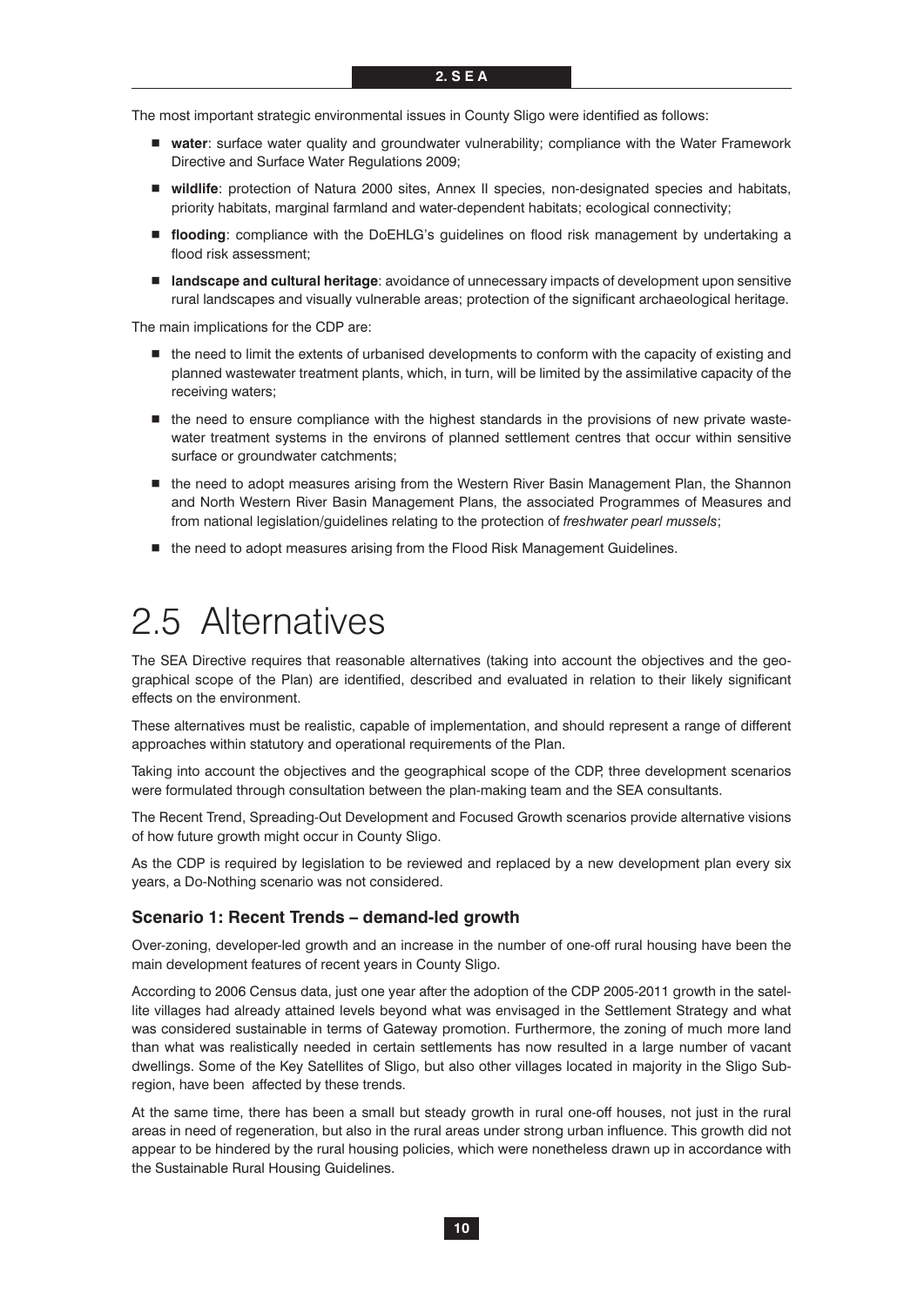The most important strategic environmental issues in County Sligo were identified as follows:

- **water**: surface water quality and groundwater vulnerability; compliance with the Water Framework Directive and Surface Water Regulations 2009;
- **wildlife**: protection of Natura 2000 sites, Annex II species, non-designated species and habitats, priority habitats, marginal farmland and water-dependent habitats; ecological connectivity;
- **flooding**: compliance with the DoEHLG's guidelines on flood risk management by undertaking a flood risk assessment;
- **landscape and cultural heritage**: avoidance of unnecessary impacts of development upon sensitive rural landscapes and visually vulnerable areas; protection of the significant archaeological heritage.

The main implications for the CDP are:

- the need to limit the extents of urbanised developments to conform with the capacity of existing and planned wastewater treatment plants, which, in turn, will be limited by the assimilative capacity of the receiving waters;
- the need to ensure compliance with the highest standards in the provisions of new private wastewater treatment systems in the environs of planned settlement centres that occur within sensitive surface or groundwater catchments;
- the need to adopt measures arising from the Western River Basin Management Plan, the Shannon and North Western River Basin Management Plans, the associated Programmes of Measures and from national legislation/guidelines relating to the protection of *freshwater pearl mussels*;
- the need to adopt measures arising from the Flood Risk Management Guidelines.

## 2.5 Alternatives

The SEA Directive requires that reasonable alternatives (taking into account the objectives and the geographical scope of the Plan) are identified, described and evaluated in relation to their likely significant effects on the environment.

These alternatives must be realistic, capable of implementation, and should represent a range of different approaches within statutory and operational requirements of the Plan.

Taking into account the objectives and the geographical scope of the CDP, three development scenarios were formulated through consultation between the plan-making team and the SEA consultants.

The Recent Trend, Spreading-Out Development and Focused Growth scenarios provide alternative visions of how future growth might occur in County Sligo.

As the CDP is required by legislation to be reviewed and replaced by a new development plan every six years, a Do-Nothing scenario was not considered.

### Scenario 1: Recent Trends – demand-led growth

Over-zoning, developer-led growth and an increase in the number of one-off rural housing have been the main development features of recent years in County Sligo.

According to 2006 Census data, just one year after the adoption of the CDP 2005-2011 growth in the satellite villages had already attained levels beyond what was envisaged in the Settlement Strategy and what was considered sustainable in terms of Gateway promotion. Furthermore, the zoning of much more land than what was realistically needed in certain settlements has now resulted in a large number of vacant dwellings. Some of the Key Satellites of Sligo, but also other villages located in majority in the Sligo Subregion, have been affected by these trends.

At the same time, there has been a small but steady growth in rural one-off houses, not just in the rural areas in need of regeneration, but also in the rural areas under strong urban influence. This growth did not appear to be hindered by the rural housing policies, which were nonetheless drawn up in accordance with the Sustainable Rural Housing Guidelines.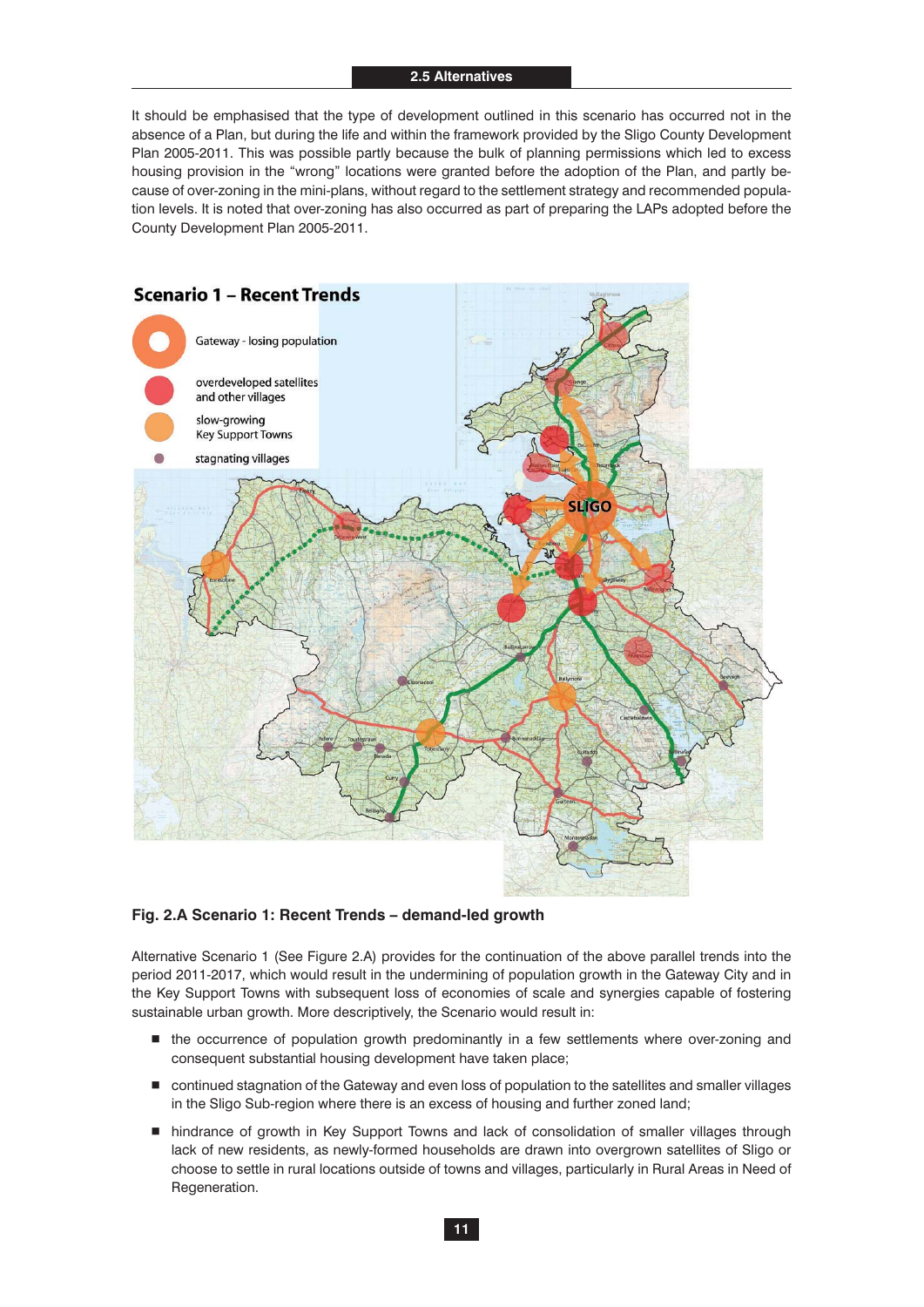It should be emphasised that the type of development outlined in this scenario has occurred not in the absence of a Plan, but during the life and within the framework provided by the Sligo County Development Plan 2005-2011. This was possible partly because the bulk of planning permissions which led to excess housing provision in the "wrong" locations were granted before the adoption of the Plan, and partly because of over-zoning in the mini-plans, without regard to the settlement strategy and recommended population levels. It is noted that over-zoning has also occurred as part of preparing the LAPs adopted before the County Development Plan 2005-2011.

Scenario 1 – Recent Trends

Gateway - losing population

overdeveloped satellites and other villages

slow-growing Key Support Towns

stagnating villages

SLIGO

**Fig. 2.A Scenario 1: Recent Trends – demand-led growth**

Alternative Scenario 1 (See Figure 2.A) provides for the continuation of the above parallel trends into the period 2011-2017, which would result in the undermining of population growth in the Gateway City and in the Key Support Towns with subsequent loss of economies of scale and synergies capable of fostering sustainable urban growth. More descriptively, the Scenario would result in:

- the occurrence of population growth predominantly in a few settlements where over-zoning and consequent substantial housing development have taken place;
- continued stagnation of the Gateway and even loss of population to the satellites and smaller villages in the Sligo Sub-region where there is an excess of housing and further zoned land;
- hindrance of growth in Key Support Towns and lack of consolidation of smaller villages through lack of new residents, as newly-formed households are drawn into overgrown satellites of Sligo or choose to settle in rural locations outside of towns and villages, particularly in Rural Areas in Need of Regeneration.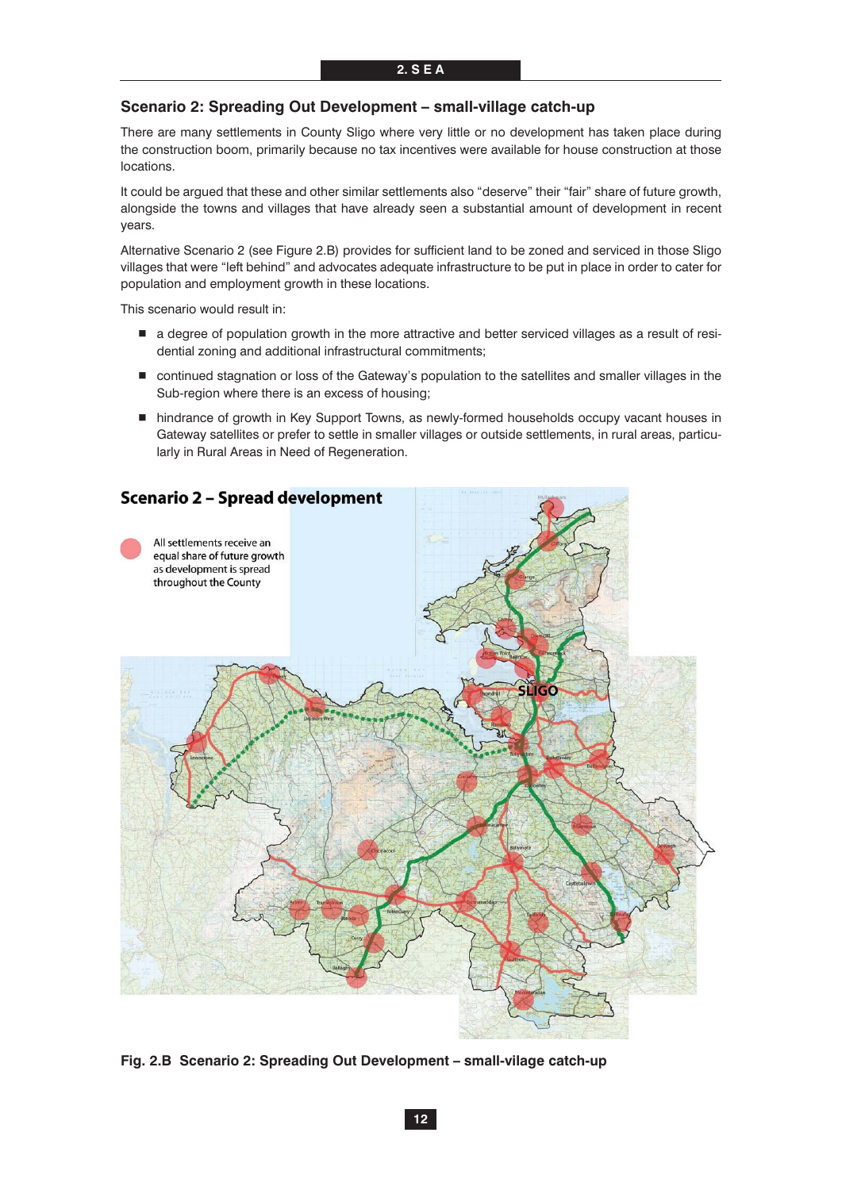### Scenario 2: Spreading Out Development – small-village catch-up

There are many settlements in County Sligo where very little or no development has taken place during the construction boom, primarily because no tax incentives were available for house construction at those locations.

It could be argued that these and other similar settlements also “deserve” their “fair” share of future growth, alongside the towns and villages that have already seen a substantial amount of development in recent years.

Alternative Scenario 2 (see Figure 2.B) provides for sufficient land to be zoned and serviced in those Sligo villages that were “left behind” and advocates adequate infrastructure to be put in place in order to cater for population and employment growth in these locations.

This scenario would result in:

- a degree of population growth in the more attractive and better serviced villages as a result of residential zoning and additional infrastructural commitments;
- continued stagnation or loss of the Gateway’s population to the satellites and smaller villages in the Sub-region where there is an excess of housing;
- hindrance of growth in Key Support Towns, as newly-formed households occupy vacant houses in Gateway satellites or prefer to settle in smaller villages or outside settlements, in rural areas, particularly in Rural Areas in Need of Regeneration.

Scenario 2 – Spread development

All settlements receive an equal share of future growth as development is spread throughout the County

SLIGO

Fig. 2.B Scenario 2: Spreading Out Development – small-vilage catch-up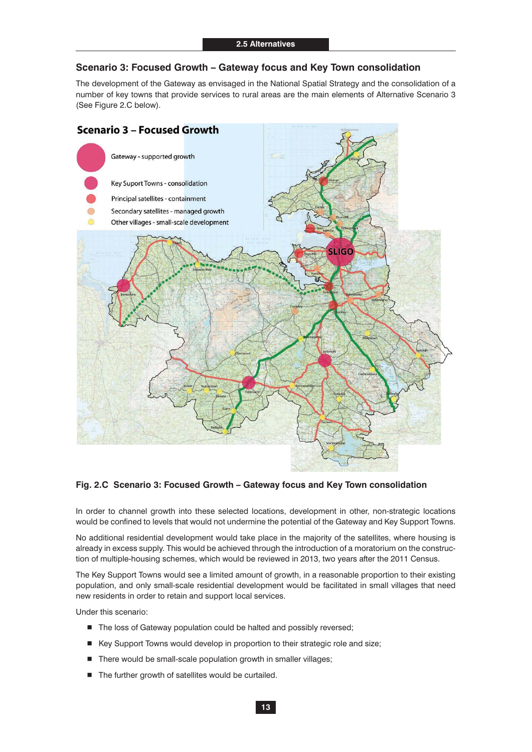### Scenario 3: Focused Growth – Gateway focus and Key Town consolidation

The development of the Gateway as envisaged in the National Spatial Strategy and the consolidation of a number of key towns that provide services to rural areas are the main elements of Alternative Scenario 3 (See Figure 2.C below).

Scenario 3 – Focused Growth

Gateway - supported growth

Key Suport Towns - consolidation

Principal satellites - containment

Secondary satellites - managed growth

Other villages - small-scale development

SLIGO

**Fig. 2.C Scenario 3: Focused Growth – Gateway focus and Key Town consolidation**

In order to channel growth into these selected locations, development in other, non-strategic locations would be confined to levels that would not undermine the potential of the Gateway and Key Support Towns.

No additional residential development would take place in the majority of the satellites, where housing is already in excess supply. This would be achieved through the introduction of a moratorium on the construction of multiple-housing schemes, which would be reviewed in 2013, two years after the 2011 Census.

The Key Support Towns would see a limited amount of growth, in a reasonable proportion to their existing population, and only small-scale residential development would be facilitated in small villages that need new residents in order to retain and support local services.

Under this scenario:

- The loss of Gateway population could be halted and possibly reversed;
- Key Support Towns would develop in proportion to their strategic role and size;
- There would be small-scale population growth in smaller villages;
- The further growth of satellites would be curtailed.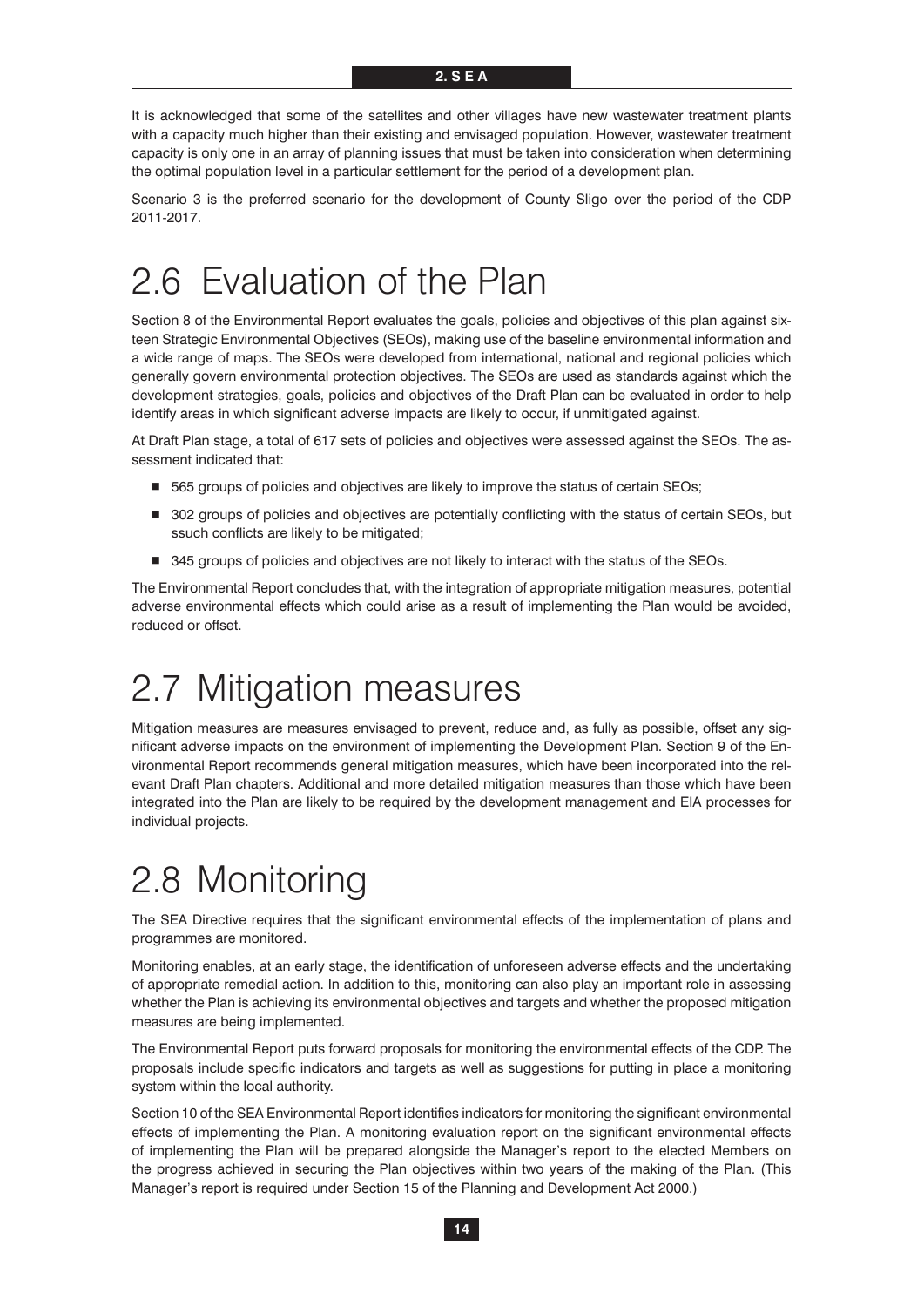It is acknowledged that some of the satellites and other villages have new wastewater treatment plants with a capacity much higher than their existing and envisaged population. However, wastewater treatment capacity is only one in an array of planning issues that must be taken into consideration when determining the optimal population level in a particular settlement for the period of a development plan.

Scenario 3 is the preferred scenario for the development of County Sligo over the period of the CDP 2011-2017.

# 2.6 Evaluation of the Plan

Section 8 of the Environmental Report evaluates the goals, policies and objectives of this plan against sixteen Strategic Environmental Objectives (SEOs), making use of the baseline environmental information and a wide range of maps. The SEOs were developed from international, national and regional policies which generally govern environmental protection objectives. The SEOs are used as standards against which the development strategies, goals, policies and objectives of the Draft Plan can be evaluated in order to help identify areas in which significant adverse impacts are likely to occur, if unmitigated against.

At Draft Plan stage, a total of 617 sets of policies and objectives were assessed against the SEOs. The assessment indicated that:

- 565 groups of policies and objectives are likely to improve the status of certain SEOs;
- 302 groups of policies and objectives are potentially conflicting with the status of certain SEOs, but ssuch conflicts are likely to be mitigated;
- 345 groups of policies and objectives are not likely to interact with the status of the SEOs.

The Environmental Report concludes that, with the integration of appropriate mitigation measures, potential adverse environmental effects which could arise as a result of implementing the Plan would be avoided, reduced or offset.

# 2.7 Mitigation measures

Mitigation measures are measures envisaged to prevent, reduce and, as fully as possible, offset any significant adverse impacts on the environment of implementing the Development Plan. Section 9 of the Environmental Report recommends general mitigation measures, which have been incorporated into the relevant Draft Plan chapters. Additional and more detailed mitigation measures than those which have been integrated into the Plan are likely to be required by the development management and EIA processes for individual projects.

# 2.8 Monitoring

The SEA Directive requires that the significant environmental effects of the implementation of plans and programmes are monitored.

Monitoring enables, at an early stage, the identification of unforeseen adverse effects and the undertaking of appropriate remedial action. In addition to this, monitoring can also play an important role in assessing whether the Plan is achieving its environmental objectives and targets and whether the proposed mitigation measures are being implemented.

The Environmental Report puts forward proposals for monitoring the environmental effects of the CDP. The proposals include specific indicators and targets as well as suggestions for putting in place a monitoring system within the local authority.

Section 10 of the SEA Environmental Report identifies indicators for monitoring the significant environmental effects of implementing the Plan. A monitoring evaluation report on the significant environmental effects of implementing the Plan will be prepared alongside the Manager's report to the elected Members on the progress achieved in securing the Plan objectives within two years of the making of the Plan. (This Manager's report is required under Section 15 of the Planning and Development Act 2000.)